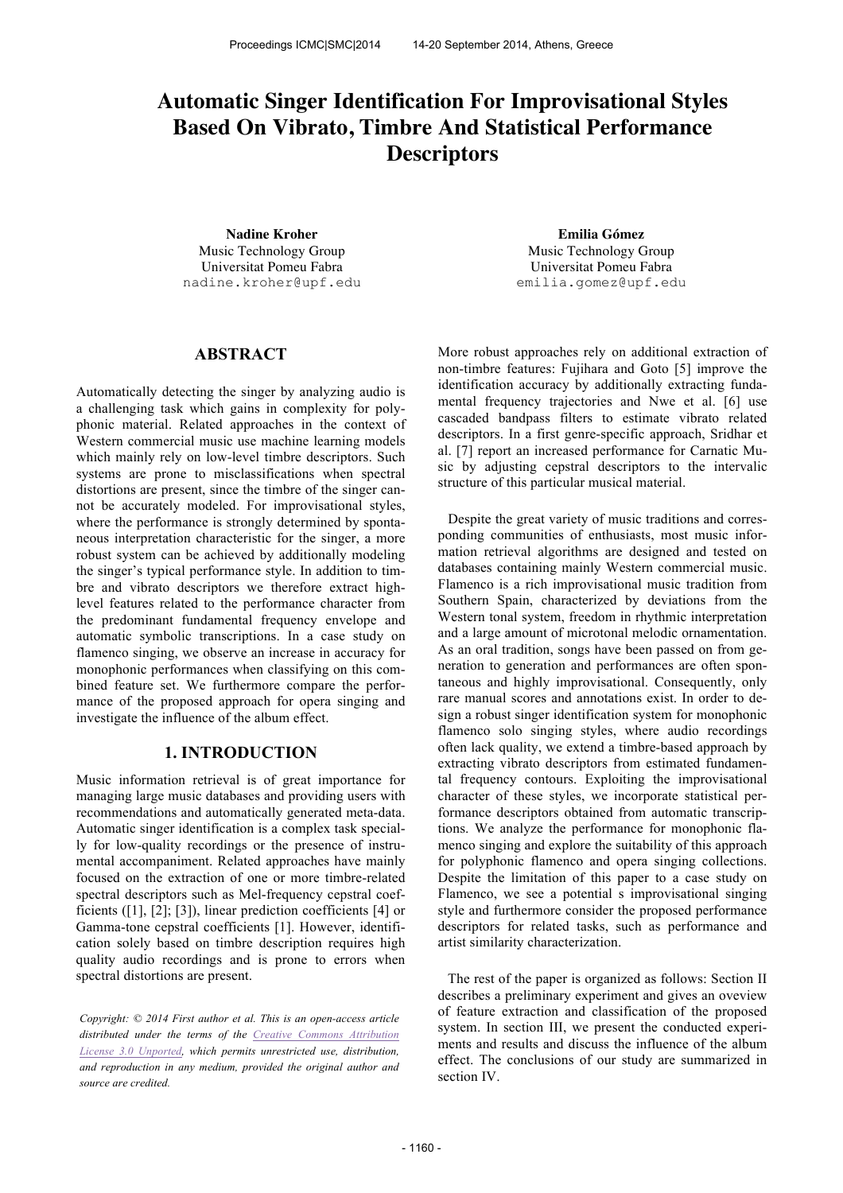# Automatic Singer Identification For Improvisational Styles Based On Vibrato, Timbre And Statistical Performance Descriptors

**Nadine Kroher**
Music Technology Group
Universitat Pomeu Fabra
nadine.kroher@upf.edu

**Emilia Gómez**
Music Technology Group
Universitat Pomeu Fabra
emilia.gomez@upf.edu

## ABSTRACT

Automatically detecting the singer by analyzing audio is a challenging task which gains in complexity for polyphonic material. Related approaches in the context of Western commercial music use machine learning models which mainly rely on low-level timbre descriptors. Such systems are prone to misclassifications when spectral distortions are present, since the timbre of the singer cannot be accurately modeled. For improvisational styles, where the performance is strongly determined by spontaneous interpretation characteristic for the singer, a more robust system can be achieved by additionally modeling the singer's typical performance style. In addition to timbre and vibrato descriptors we therefore extract high-level features related to the performance character from the predominant fundamental frequency envelope and automatic symbolic transcriptions. In a case study on flamenco singing, we observe an increase in accuracy for monophonic performances when classifying on this combined feature set. We furthermore compare the performance of the proposed approach for opera singing and investigate the influence of the album effect.

## 1. INTRODUCTION

Music information retrieval is of great importance for managing large music databases and providing users with recommendations and automatically generated meta-data. Automatic singer identification is a complex task specially for low-quality recordings or the presence of instrumental accompaniment. Related approaches have mainly focused on the extraction of one or more timbre-related spectral descriptors such as Mel-frequency cepstral coefficients ([1], [2]; [3]), linear prediction coefficients [4] or Gamma-tone cepstral coefficients [1]. However, identification solely based on timbre description requires high quality audio recordings and is prone to errors when spectral distortions are present.

*Copyright: © 2014 First author et al. This is an open-access article distributed under the terms of the Creative Commons Attribution License 3.0 Unported, which permits unrestricted use, distribution, and reproduction in any medium, provided the original author and source are credited.*

More robust approaches rely on additional extraction of non-timbre features: Fujihara and Goto [5] improve the identification accuracy by additionally extracting fundamental frequency trajectories and Nwe et al. [6] use cascaded bandpass filters to estimate vibrato related descriptors. In a first genre-specific approach, Sridhar et al. [7] report an increased performance for Carnatic Music by adjusting cepstral descriptors to the intervalic structure of this particular musical material.

Despite the great variety of music traditions and corresponding communities of enthusiasts, most music information retrieval algorithms are designed and tested on databases containing mainly Western commercial music. Flamenco is a rich improvisational music tradition from Southern Spain, characterized by deviations from the Western tonal system, freedom in rhythmic interpretation and a large amount of microtonal melodic ornamentation. As an oral tradition, songs have been passed on from generation to generation and performances are often spontaneous and highly improvisational. Consequently, only rare manual scores and annotations exist. In order to design a robust singer identification system for monophonic flamenco solo singing styles, where audio recordings often lack quality, we extend a timbre-based approach by extracting vibrato descriptors from estimated fundamental frequency contours. Exploiting the improvisational character of these styles, we incorporate statistical performance descriptors obtained from automatic transcriptions. We analyze the performance for monophonic flamenco singing and explore the suitability of this approach for polyphonic flamenco and opera singing collections. Despite the limitation of this paper to a case study on Flamenco, we see a potential s improvisational singing style and furthermore consider the proposed performance descriptors for related tasks, such as performance and artist similarity characterization.

The rest of the paper is organized as follows: Section II describes a preliminary experiment and gives an oveview of feature extraction and classification of the proposed system. In section III, we present the conducted experiments and results and discuss the influence of the album effect. The conclusions of our study are summarized in section IV.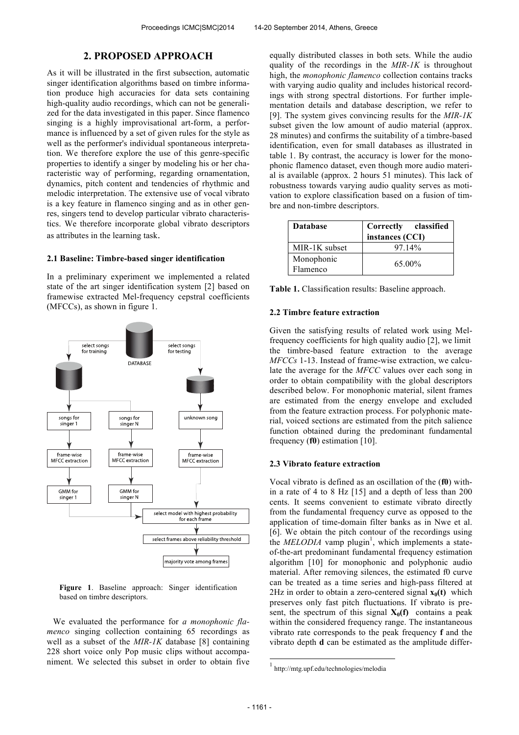## 2. PROPOSED APPROACH

As it will be illustrated in the first subsection, automatic singer identification algorithms based on timbre information produce high accuracies for data sets containing high-quality audio recordings, which can not be generalized for the data investigated in this paper. Since flamenco singing is a highly improvisational art-form, a performance is influenced by a set of given rules for the style as well as the performer's individual spontaneous interpretation. We therefore explore the use of this genre-specific properties to identify a singer by modeling his or her characteristic way of performing, regarding ornamentation, dynamics, pitch content and tendencies of rhythmic and melodic interpretation. The extensive use of vocal vibrato is a key feature in flamenco singing and as in other genres, singers tend to develop particular vibrato characteristics. We therefore incorporate global vibrato descriptors as attributes in the learning task.

### 2.1 Baseline: Timbre-based singer identification

In a preliminary experiment we implemented a related state of the art singer identification system [2] based on framewise extracted Mel-frequency cepstral coefficients (MFCCs), as shown in figure 1.

**Figure 1**. Baseline approach: Singer identification based on timbre descriptors.

We evaluated the performance for *a monophonic flamenco* singing collection containing 65 recordings as well as a subset of the *MIR-1K* database [8] containing 228 short voice only Pop music clips without accompaniment. We selected this subset in order to obtain five equally distributed classes in both sets. While the audio quality of the recordings in the *MIR-1K* is throughout high, the *monophonic flamenco* collection contains tracks with varying audio quality and includes historical recordings with strong spectral distortions. For further implementation details and database description, we refer to [9]. The system gives convincing results for the *MIR-1K* subset given the low amount of audio material (approx. 28 minutes) and confirms the suitability of a timbre-based identification, even for small databases as illustrated in table 1. By contrast, the accuracy is lower for the monophonic flamenco dataset, even though more audio material is available (approx. 2 hours 51 minutes). This lack of robustness towards varying audio quality serves as motivation to explore classification based on a fusion of timbre and non-timbre descriptors.

| Database | Correctly classified instances (CCI) |
|---|---|
| MIR-1K subset | 97.14% |
| Monophonic Flamenco | 65.00% |

**Table 1.** Classification results: Baseline approach.

### 2.2 Timbre feature extraction

Given the satisfying results of related work using Mel-frequency coefficients for high quality audio [2], we limit the timbre-based feature extraction to the average *MFCCs* 1-13. Instead of frame-wise extraction, we calculate the average for the *MFCC* values over each song in order to obtain compatibility with the global descriptors described below. For monophonic material, silent frames are estimated from the energy envelope and excluded from the feature extraction process. For polyphonic material, voiced sections are estimated from the pitch salience function obtained during the predominant fundamental frequency (**f0**) estimation [10].

### 2.3 Vibrato feature extraction

Vocal vibrato is defined as an oscillation of the (**f0**) within a rate of 4 to 8 Hz [15] and a depth of less than 200 cents. It seems convenient to estimate vibrato directly from the fundamental frequency curve as opposed to the application of time-domain filter banks as in Nwe et al. [6]. We obtain the pitch contour of the recordings using the *MELODIA* vamp plugin[1], which implements a state-of-the-art predominant fundamental frequency estimation algorithm [10] for monophonic and polyphonic audio material. After removing silences, the estimated f0 curve can be treated as a time series and high-pass filtered at 2Hz in order to obtain a zero-centered signal $\mathbf{x_0(t)}$ which preserves only fast pitch fluctuations. If vibrato is present, the spectrum of this signal $\mathbf{X_0(f)}$ contains a peak within the considered frequency range. The instantaneous vibrato rate corresponds to the peak frequency $\mathbf{f}$ and the vibrato depth $\mathbf{d}$ can be estimated as the amplitude differ-

[1] http://mtg.upf.edu/technologies/melodia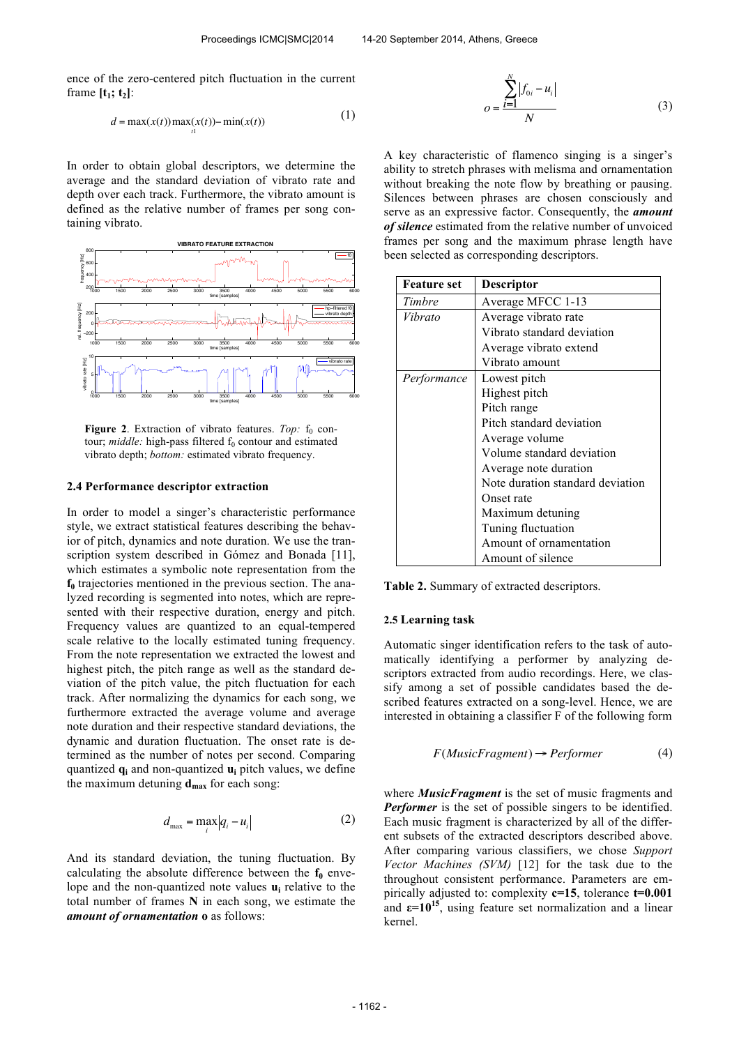ence of the zero-centered pitch fluctuation in the current frame $[t_1; t_2]$:

$$d = \max(x(t))\max_{t1}(x(t)) - \min(x(t)) \quad (1)$$

In order to obtain global descriptors, we determine the average and the standard deviation of vibrato rate and depth over each track. Furthermore, the vibrato amount is defined as the relative number of frames per song containing vibrato.

**Figure 2**. Extraction of vibrato features. *Top:* $f_0$ contour; *middle:* high-pass filtered $f_0$ contour and estimated vibrato depth; *bottom:* estimated vibrato frequency.

### 2.4 Performance descriptor extraction

In order to model a singer's characteristic performance style, we extract statistical features describing the behavior of pitch, dynamics and note duration. We use the transcription system described in Gómez and Bonada [11], which estimates a symbolic note representation from the $\mathbf{f_0}$ trajectories mentioned in the previous section. The analyzed recording is segmented into notes, which are represented with their respective duration, energy and pitch. Frequency values are quantized to an equal-tempered scale relative to the locally estimated tuning frequency. From the note representation we extracted the lowest and highest pitch, the pitch range as well as the standard deviation of the pitch value, the pitch fluctuation for each track. After normalizing the dynamics for each song, we furthermore extracted the average volume and average note duration and their respective standard deviations, the dynamic and duration fluctuation. The onset rate is determined as the number of notes per second. Comparing quantized $\mathbf{q_i}$ and non-quantized $\mathbf{u_i}$ pitch values, we define the maximum detuning $\mathbf{d_{max}}$ for each song:

$$d_{\max} = \max_i |q_i - u_i| \quad (2)$$

And its standard deviation, the tuning fluctuation. By calculating the absolute difference between the $\mathbf{f_0}$ envelope and the non-quantized note values $\mathbf{u_i}$ relative to the total number of frames $\mathbf{N}$ in each song, we estimate the ***amount of ornamentation*** $\mathbf{o}$ as follows:

$$o = \frac{\sum_{i=1}^{N} |f_{0i} - u_i|}{N} \quad (3)$$

A key characteristic of flamenco singing is a singer's ability to stretch phrases with melisma and ornamentation without breaking the note flow by breathing or pausing. Silences between phrases are chosen consciously and serve as an expressive factor. Consequently, the ***amount of silence*** estimated from the relative number of unvoiced frames per song and the maximum phrase length have been selected as corresponding descriptors.

| Feature set | Descriptor |
|---|---|
| *Timbre* | Average MFCC 1-13 |
| *Vibrato* | Average vibrato rate |
| | Vibrato standard deviation |
| | Average vibrato extend |
| | Vibrato amount |
| *Performance* | Lowest pitch |
| | Highest pitch |
| | Pitch range |
| | Pitch standard deviation |
| | Average volume |
| | Volume standard deviation |
| | Average note duration |
| | Note duration standard deviation |
| | Onset rate |
| | Maximum detuning |
| | Tuning fluctuation |
| | Amount of ornamentation |
| | Amount of silence |

**Table 2.** Summary of extracted descriptors.

### 2.5 Learning task

Automatic singer identification refers to the task of automatically identifying a performer by analyzing descriptors extracted from audio recordings. Here, we classify among a set of possible candidates based the described features extracted on a song-level. Hence, we are interested in obtaining a classifier F of the following form

$$F(MusicFragment) \rightarrow Performer \quad (4)$$

where ***MusicFragment*** is the set of music fragments and ***Performer*** is the set of possible singers to be identified. Each music fragment is characterized by all of the different subsets of the extracted descriptors described above. After comparing various classifiers, we chose *Support Vector Machines (SVM)* [12] for the task due to the throughout consistent performance. Parameters are empirically adjusted to: complexity $\mathbf{c=15}$, tolerance $\mathbf{t=0.001}$ and $\mathbf{\varepsilon=10^{15}}$, using feature set normalization and a linear kernel.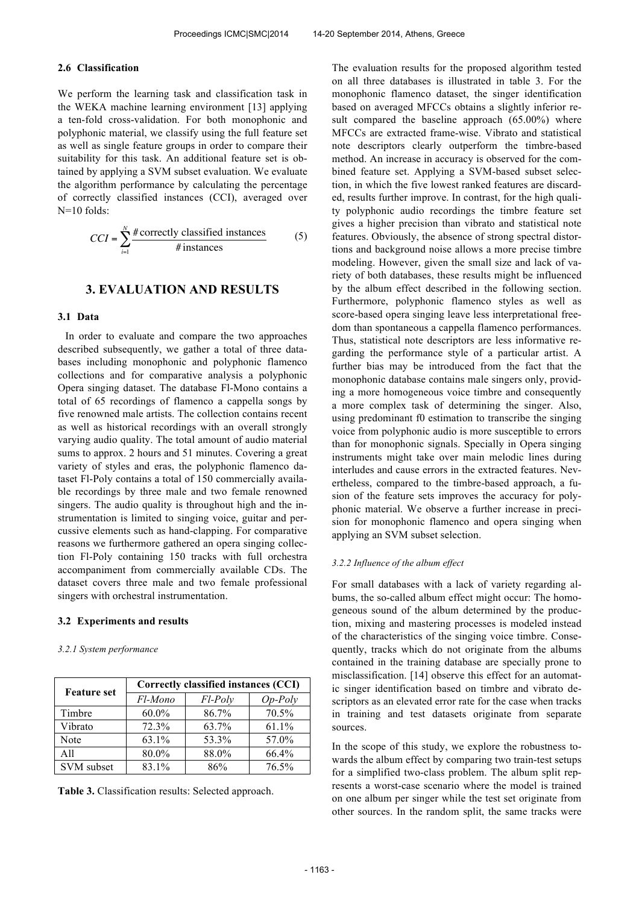### 2.6 Classification

We perform the learning task and classification task in the WEKA machine learning environment [13] applying a ten-fold cross-validation. For both monophonic and polyphonic material, we classify using the full feature set as well as single feature groups in order to compare their suitability for this task. An additional feature set is obtained by applying a SVM subset evaluation. We evaluate the algorithm performance by calculating the percentage of correctly classified instances (CCI), averaged over N=10 folds:

$$CCI = \sum_{i=1}^{N} \frac{\#\,\text{correctly classified instances}}{\#\,\text{instances}} \qquad (5)$$

## 3. EVALUATION AND RESULTS

### 3.1 Data

In order to evaluate and compare the two approaches described subsequently, we gather a total of three databases including monophonic and polyphonic flamenco collections and for comparative analysis a polyphonic Opera singing dataset. The database Fl-Mono contains a total of 65 recordings of flamenco a cappella songs by five renowned male artists. The collection contains recent as well as historical recordings with an overall strongly varying audio quality. The total amount of audio material sums to approx. 2 hours and 51 minutes. Covering a great variety of styles and eras, the polyphonic flamenco dataset Fl-Poly contains a total of 150 commercially available recordings by three male and two female renowned singers. The audio quality is throughout high and the instrumentation is limited to singing voice, guitar and percussive elements such as hand-clapping. For comparative reasons we furthermore gathered an opera singing collection Fl-Poly containing 150 tracks with full orchestra accompaniment from commercially available CDs. The dataset covers three male and two female professional singers with orchestral instrumentation.

### 3.2 Experiments and results

#### *3.2.1 System performance*

| Feature set | Correctly classified instances (CCI) | | |
|---|---|---|---|
| | *Fl-Mono* | *Fl-Poly* | *Op-Poly* |
| Timbre | 60.0% | 86.7% | 70.5% |
| Vibrato | 72.3% | 63.7% | 61.1% |
| Note | 63.1% | 53.3% | 57.0% |
| All | 80.0% | 88.0% | 66.4% |
| SVM subset | 83.1% | 86% | 76.5% |

**Table 3.** Classification results: Selected approach.

The evaluation results for the proposed algorithm tested on all three databases is illustrated in table 3. For the monophonic flamenco dataset, the singer identification based on averaged MFCCs obtains a slightly inferior result compared the baseline approach (65.00%) where MFCCs are extracted frame-wise. Vibrato and statistical note descriptors clearly outperform the timbre-based method. An increase in accuracy is observed for the combined feature set. Applying a SVM-based subset selection, in which the five lowest ranked features are discarded, results further improve. In contrast, for the high quality polyphonic audio recordings the timbre feature set gives a higher precision than vibrato and statistical note features. Obviously, the absence of strong spectral distortions and background noise allows a more precise timbre modeling. However, given the small size and lack of variety of both databases, these results might be influenced by the album effect described in the following section. Furthermore, polyphonic flamenco styles as well as score-based opera singing leave less interpretational freedom than spontaneous a cappella flamenco performances. Thus, statistical note descriptors are less informative regarding the performance style of a particular artist. A further bias may be introduced from the fact that the monophonic database contains male singers only, providing a more homogeneous voice timbre and consequently a more complex task of determining the singer. Also, using predominant f0 estimation to transcribe the singing voice from polyphonic audio is more susceptible to errors than for monophonic signals. Specially in Opera singing instruments might take over main melodic lines during interludes and cause errors in the extracted features. Nevertheless, compared to the timbre-based approach, a fusion of the feature sets improves the accuracy for polyphonic material. We observe a further increase in precision for monophonic flamenco and opera singing when applying an SVM subset selection.

#### *3.2.2 Influence of the album effect*

For small databases with a lack of variety regarding albums, the so-called album effect might occur: The homogeneous sound of the album determined by the production, mixing and mastering processes is modeled instead of the characteristics of the singing voice timbre. Consequently, tracks which do not originate from the albums contained in the training database are specially prone to misclassification. [14] observe this effect for an automatic singer identification based on timbre and vibrato descriptors as an elevated error rate for the case when tracks in training and test datasets originate from separate sources.

In the scope of this study, we explore the robustness towards the album effect by comparing two train-test setups for a simplified two-class problem. The album split represents a worst-case scenario where the model is trained on one album per singer while the test set originate from other sources. In the random split, the same tracks were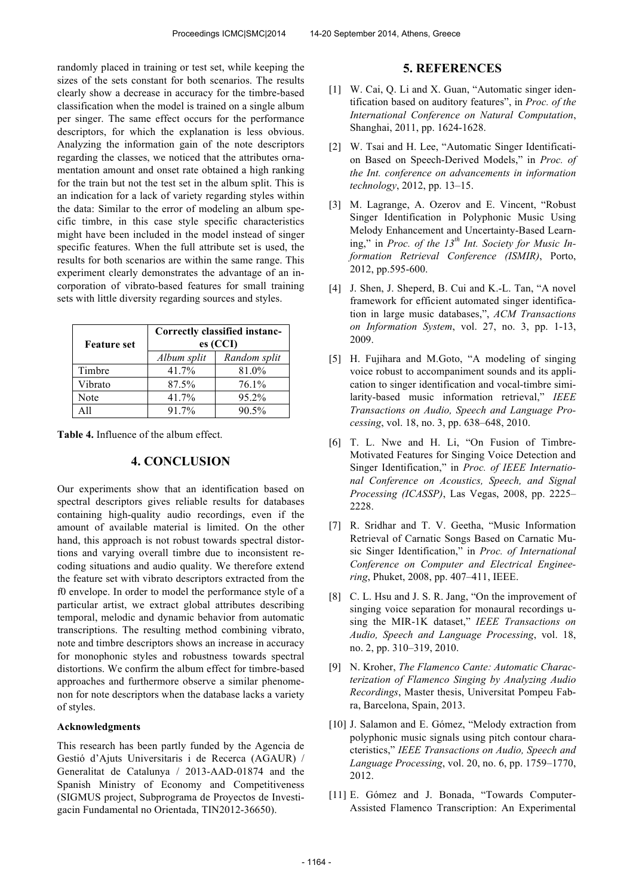randomly placed in training or test set, while keeping the sizes of the sets constant for both scenarios. The results clearly show a decrease in accuracy for the timbre-based classification when the model is trained on a single album per singer. The same effect occurs for the performance descriptors, for which the explanation is less obvious. Analyzing the information gain of the note descriptors regarding the classes, we noticed that the attributes ornamentation amount and onset rate obtained a high ranking for the train but not the test set in the album split. This is an indication for a lack of variety regarding styles within the data: Similar to the error of modeling an album specific timbre, in this case style specific characteristics might have been included in the model instead of singer specific features. When the full attribute set is used, the results for both scenarios are within the same range. This experiment clearly demonstrates the advantage of an incorporation of vibrato-based features for small training sets with little diversity regarding sources and styles.

| Feature set | Correctly classified instances (CCI) | |
|---|---|---|
| | *Album split* | *Random split* |
| Timbre | 41.7% | 81.0% |
| Vibrato | 87.5% | 76.1% |
| Note | 41.7% | 95.2% |
| All | 91.7% | 90.5% |

**Table 4.** Influence of the album effect.

## 4. CONCLUSION

Our experiments show that an identification based on spectral descriptors gives reliable results for databases containing high-quality audio recordings, even if the amount of available material is limited. On the other hand, this approach is not robust towards spectral distortions and varying overall timbre due to inconsistent recoding situations and audio quality. We therefore extend the feature set with vibrato descriptors extracted from the f0 envelope. In order to model the performance style of a particular artist, we extract global attributes describing temporal, melodic and dynamic behavior from automatic transcriptions. The resulting method combining vibrato, note and timbre descriptors shows an increase in accuracy for monophonic styles and robustness towards spectral distortions. We confirm the album effect for timbre-based approaches and furthermore observe a similar phenomenon for note descriptors when the database lacks a variety of styles.

### Acknowledgments

This research has been partly funded by the Agencia de Gestió d'Ajuts Universitaris i de Recerca (AGAUR) / Generalitat de Catalunya / 2013-AAD-01874 and the Spanish Ministry of Economy and Competitiveness (SIGMUS project, Subprograma de Proyectos de Investigacin Fundamental no Orientada, TIN2012-36650).

## 5. REFERENCES

[1] W. Cai, Q. Li and X. Guan, "Automatic singer identification based on auditory features", in *Proc. of the International Conference on Natural Computation*, Shanghai, 2011, pp. 1624-1628.

[2] W. Tsai and H. Lee, "Automatic Singer Identification Based on Speech-Derived Models," in *Proc. of the Int. conference on advancements in information technology*, 2012, pp. 13–15.

[3] M. Lagrange, A. Ozerov and E. Vincent, "Robust Singer Identification in Polyphonic Music Using Melody Enhancement and Uncertainty-Based Learning," in *Proc. of the 13th Int. Society for Music Information Retrieval Conference (ISMIR)*, Porto, 2012, pp.595-600.

[4] J. Shen, J. Sheperd, B. Cui and K.-L. Tan, "A novel framework for efficient automated singer identification in large music databases,", *ACM Transactions on Information System*, vol. 27, no. 3, pp. 1-13, 2009.

[5] H. Fujihara and M.Goto, "A modeling of singing voice robust to accompaniment sounds and its application to singer identification and vocal-timbre similarity-based music information retrieval," *IEEE Transactions on Audio, Speech and Language Processing*, vol. 18, no. 3, pp. 638–648, 2010.

[6] T. L. Nwe and H. Li, "On Fusion of Timbre-Motivated Features for Singing Voice Detection and Singer Identification," in *Proc. of IEEE International Conference on Acoustics, Speech, and Signal Processing (ICASSP)*, Las Vegas, 2008, pp. 2225–2228.

[7] R. Sridhar and T. V. Geetha, "Music Information Retrieval of Carnatic Songs Based on Carnatic Music Singer Identification," in *Proc. of International Conference on Computer and Electrical Engineering*, Phuket, 2008, pp. 407–411, IEEE.

[8] C. L. Hsu and J. S. R. Jang, "On the improvement of singing voice separation for monaural recordings using the MIR-1K dataset," *IEEE Transactions on Audio, Speech and Language Processing*, vol. 18, no. 2, pp. 310–319, 2010.

[9] N. Kroher, *The Flamenco Cante: Automatic Characterization of Flamenco Singing by Analyzing Audio Recordings*, Master thesis, Universitat Pompeu Fabra, Barcelona, Spain, 2013.

[10] J. Salamon and E. Gómez, "Melody extraction from polyphonic music signals using pitch contour characteristics," *IEEE Transactions on Audio, Speech and Language Processing*, vol. 20, no. 6, pp. 1759–1770, 2012.

[11] E. Gómez and J. Bonada, "Towards Computer-Assisted Flamenco Transcription: An Experimental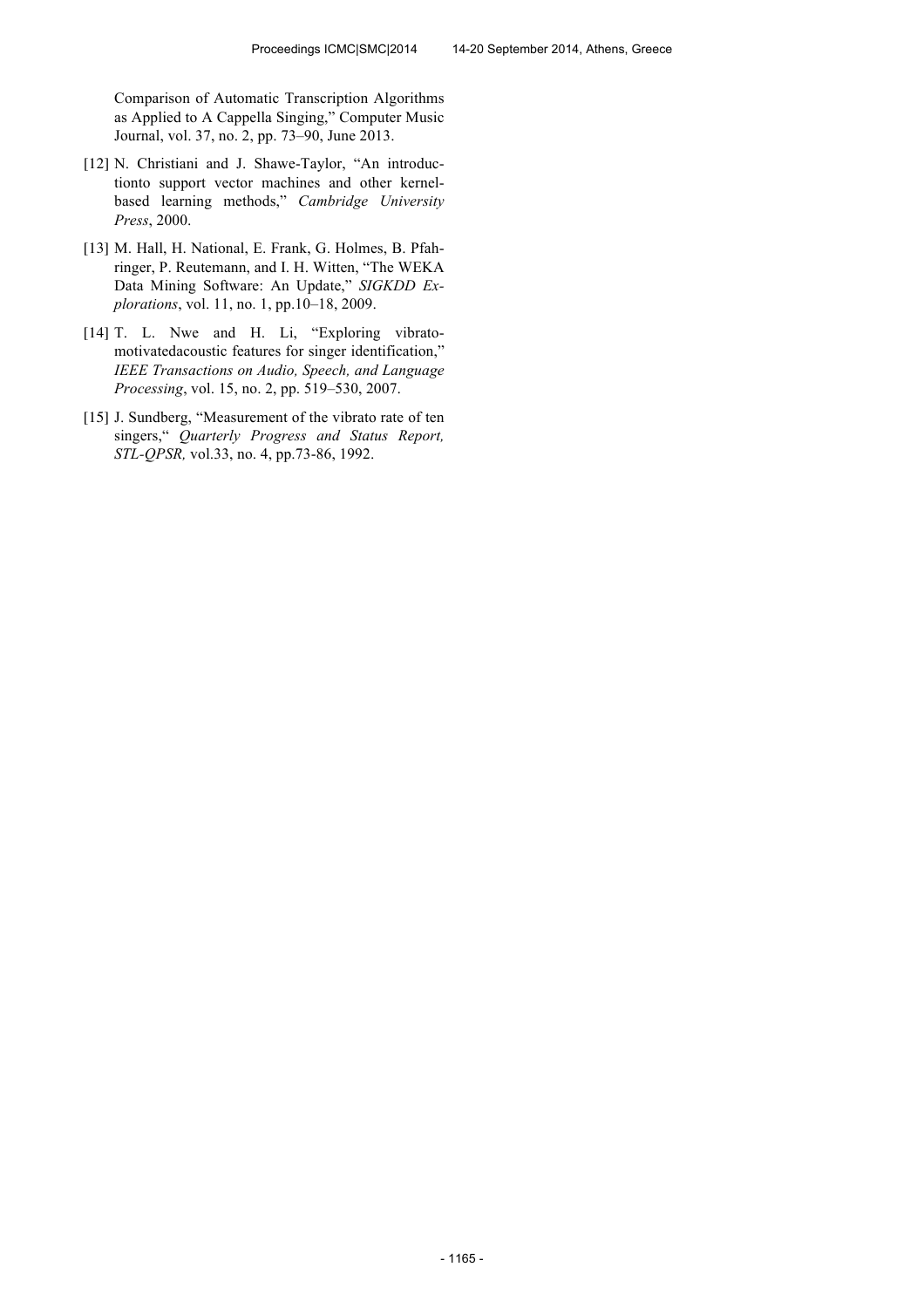Comparison of Automatic Transcription Algorithms as Applied to A Cappella Singing," Computer Music Journal, vol. 37, no. 2, pp. 73–90, June 2013.

[12] N. Christiani and J. Shawe-Taylor, "An introductionto support vector machines and other kernel-based learning methods," *Cambridge University Press*, 2000.

[13] M. Hall, H. National, E. Frank, G. Holmes, B. Pfahringer, P. Reutemann, and I. H. Witten, "The WEKA Data Mining Software: An Update," *SIGKDD Explorations*, vol. 11, no. 1, pp.10–18, 2009.

[14] T. L. Nwe and H. Li, "Exploring vibrato-motivatedacoustic features for singer identification," *IEEE Transactions on Audio, Speech, and Language Processing*, vol. 15, no. 2, pp. 519–530, 2007.

[15] J. Sundberg, "Measurement of the vibrato rate of ten singers," *Quarterly Progress and Status Report, STL-QPSR,* vol.33, no. 4, pp.73-86, 1992.